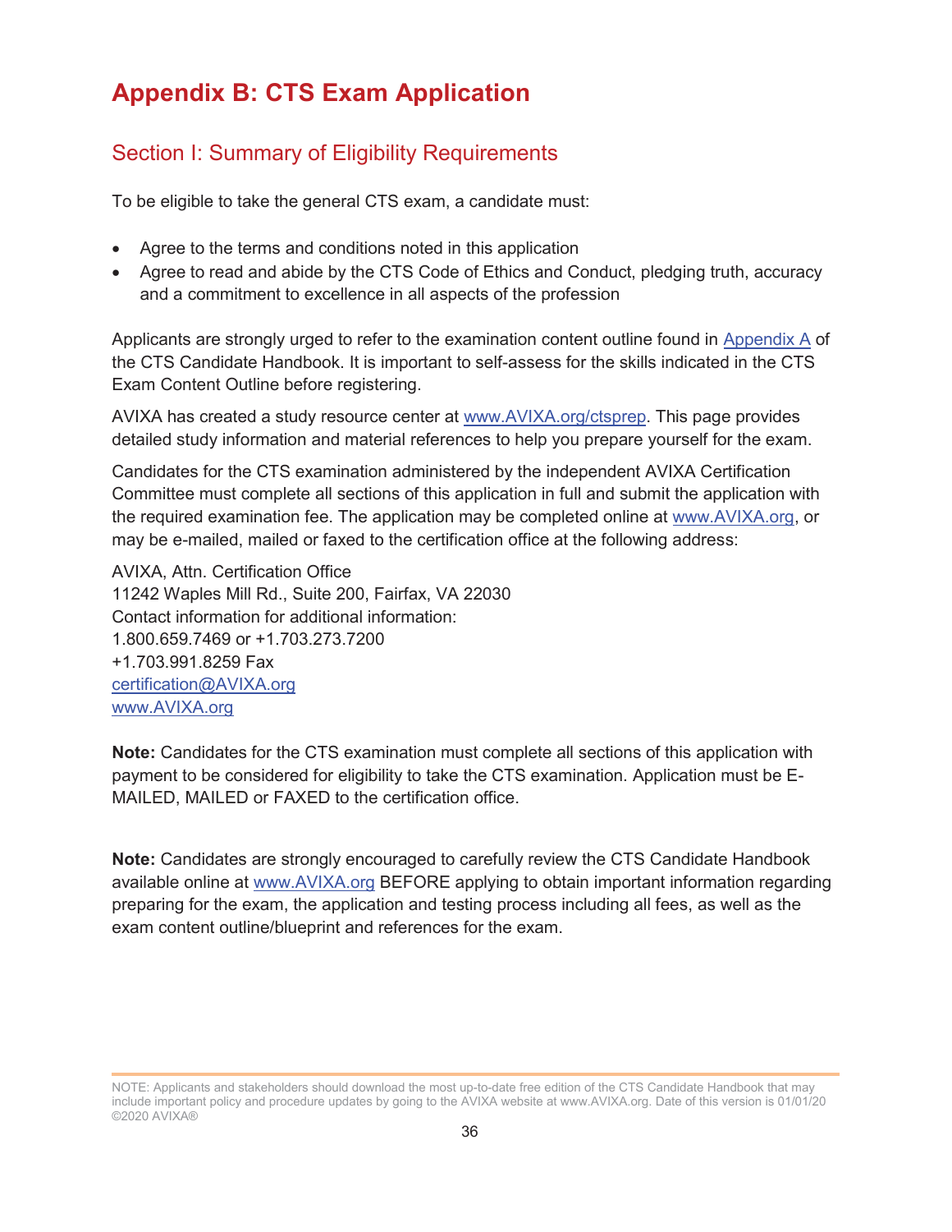# Appendix B: CTS Exam Application

## Section I: Summary of Eligibility Requirements

To be eligible to take the general CTS exam, a candidate must:

- Agree to the terms and conditions noted in this application
- Agree to read and abide by the CTS Code of Ethics and Conduct, pledging truth, accuracy and a commitment to excellence in all aspects of the profession

Applicants are strongly urged to refer to the examination content outline found in Appendix A of the CTS Candidate Handbook. It is important to self-assess for the skills indicated in the CTS Exam Content Outline before registering.

AVIXA has created a study resource center at www.AVIXA.org/ctsprep. This page provides detailed study information and material references to help you prepare yourself for the exam.

Candidates for the CTS examination administered by the independent AVIXA Certification Committee must complete all sections of this application in full and submit the application with the required examination fee. The application may be completed online at www.AVIXA.org, or may be e-mailed, mailed or faxed to the certification office at the following address:

AVIXA, Attn. Certification Office
11242 Waples Mill Rd., Suite 200, Fairfax, VA 22030
Contact information for additional information:
1.800.659.7469 or +1.703.273.7200
+1.703.991.8259 Fax
certification@AVIXA.org
www.AVIXA.org

**Note:** Candidates for the CTS examination must complete all sections of this application with payment to be considered for eligibility to take the CTS examination. Application must be E-MAILED, MAILED or FAXED to the certification office.

**Note:** Candidates are strongly encouraged to carefully review the CTS Candidate Handbook available online at www.AVIXA.org BEFORE applying to obtain important information regarding preparing for the exam, the application and testing process including all fees, as well as the exam content outline/blueprint and references for the exam.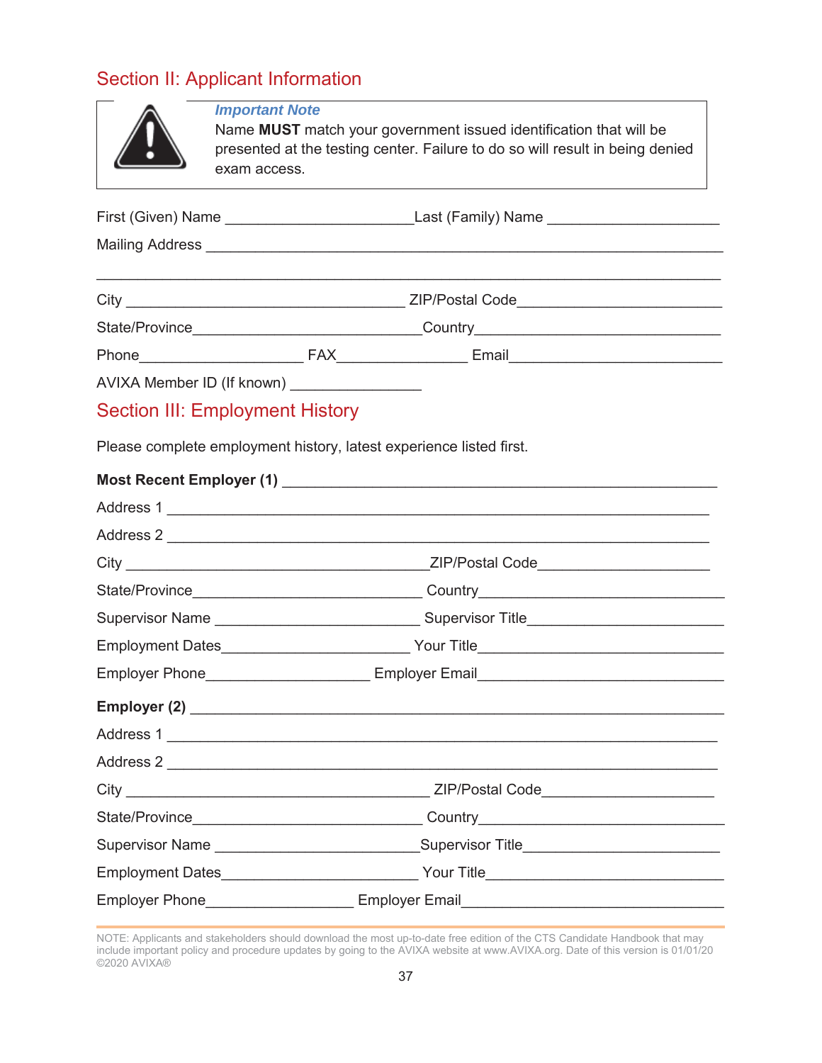## Section II: Applicant Information

> ***Important Note***
> Name **MUST** match your government issued identification that will be presented at the testing center. Failure to do so will result in being denied exam access.

First (Given) Name ______________________ Last (Family) Name ____________________

Mailing Address ________________________________________________________

________________________________________________________________________

City ________________________________ ZIP/Postal Code_______________________

State/Province___________________________ Country__________________________

Phone____________________ FAX_______________ Email________________________

AVIXA Member ID (If known) _______________

## Section III: Employment History

Please complete employment history, latest experience listed first.

**Most Recent Employer (1)** _______________________________________________

Address 1 ______________________________________________________________

Address 2 ______________________________________________________________

City ___________________________________ ZIP/Postal Code____________________

State/Province__________________________ Country______________________________

Supervisor Name ________________________ Supervisor Title_____________________

Employment Dates______________________ Your Title___________________________

Employer Phone___________________ Employer Email_____________________________

**Employer (2)** __________________________________________________________

Address 1 ______________________________________________________________

Address 2 ______________________________________________________________

City ___________________________________ ZIP/Postal Code____________________

State/Province__________________________ Country______________________________

Supervisor Name ________________________ Supervisor Title_____________________

Employment Dates______________________ Your Title___________________________

Employer Phone_________________ Employer Email______________________________

NOTE: Applicants and stakeholders should download the most up-to-date free edition of the CTS Candidate Handbook that may include important policy and procedure updates by going to the AVIXA website at www.AVIXA.org. Date of this version is 01/01/20 ©2020 AVIXA®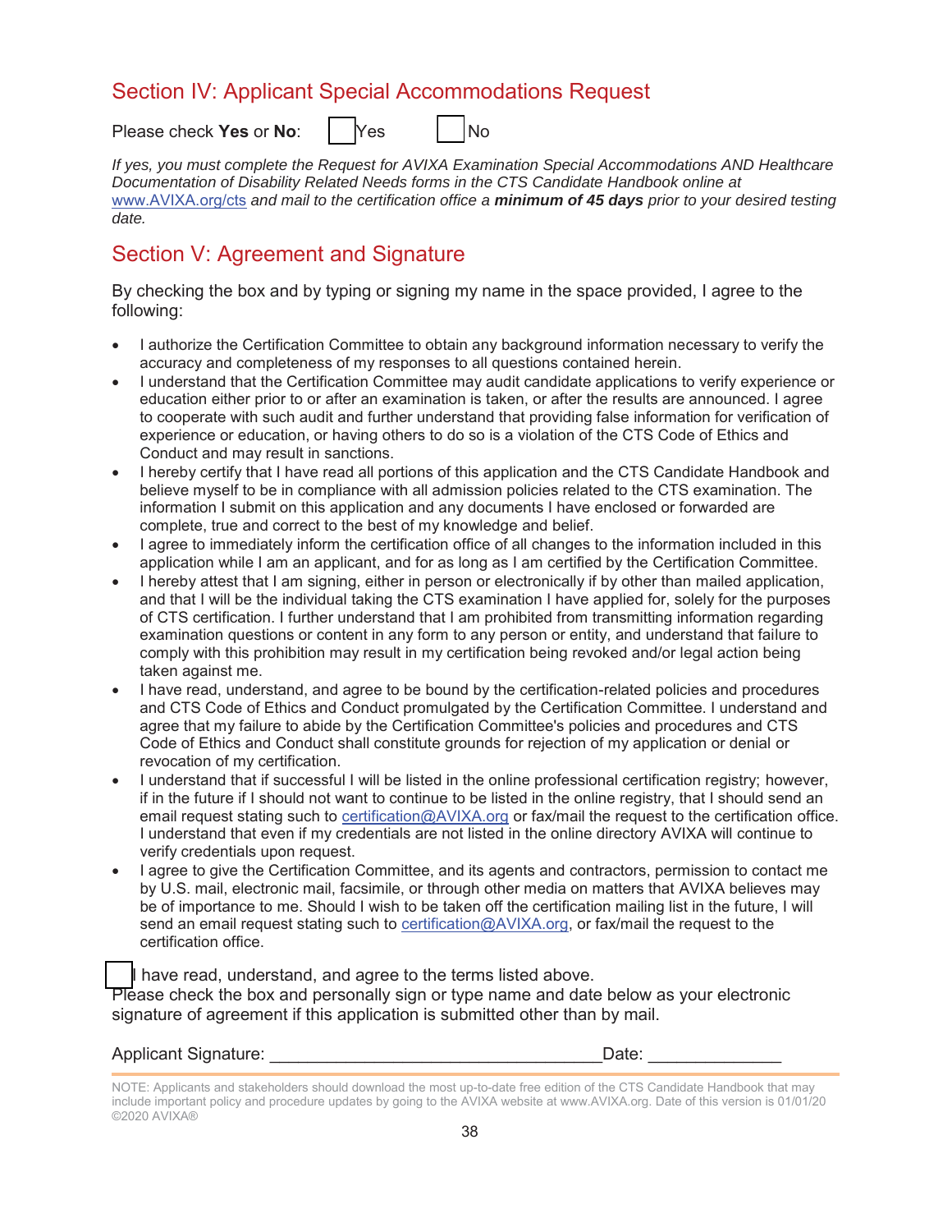## Section IV: Applicant Special Accommodations Request

Please check **Yes** or **No**: ☐ Yes ☐ No

*If yes, you must complete the Request for AVIXA Examination Special Accommodations AND Healthcare Documentation of Disability Related Needs forms in the CTS Candidate Handbook online at* www.AVIXA.org/cts *and mail to the certification office a* ***minimum of 45 days*** *prior to your desired testing date.*

## Section V: Agreement and Signature

By checking the box and by typing or signing my name in the space provided, I agree to the following:

- I authorize the Certification Committee to obtain any background information necessary to verify the accuracy and completeness of my responses to all questions contained herein.
- I understand that the Certification Committee may audit candidate applications to verify experience or education either prior to or after an examination is taken, or after the results are announced. I agree to cooperate with such audit and further understand that providing false information for verification of experience or education, or having others to do so is a violation of the CTS Code of Ethics and Conduct and may result in sanctions.
- I hereby certify that I have read all portions of this application and the CTS Candidate Handbook and believe myself to be in compliance with all admission policies related to the CTS examination. The information I submit on this application and any documents I have enclosed or forwarded are complete, true and correct to the best of my knowledge and belief.
- I agree to immediately inform the certification office of all changes to the information included in this application while I am an applicant, and for as long as I am certified by the Certification Committee.
- I hereby attest that I am signing, either in person or electronically if by other than mailed application, and that I will be the individual taking the CTS examination I have applied for, solely for the purposes of CTS certification. I further understand that I am prohibited from transmitting information regarding examination questions or content in any form to any person or entity, and understand that failure to comply with this prohibition may result in my certification being revoked and/or legal action being taken against me.
- I have read, understand, and agree to be bound by the certification-related policies and procedures and CTS Code of Ethics and Conduct promulgated by the Certification Committee. I understand and agree that my failure to abide by the Certification Committee's policies and procedures and CTS Code of Ethics and Conduct shall constitute grounds for rejection of my application or denial or revocation of my certification.
- I understand that if successful I will be listed in the online professional certification registry; however, if in the future if I should not want to continue to be listed in the online registry, that I should send an email request stating such to certification@AVIXA.org or fax/mail the request to the certification office. I understand that even if my credentials are not listed in the online directory AVIXA will continue to verify credentials upon request.
- I agree to give the Certification Committee, and its agents and contractors, permission to contact me by U.S. mail, electronic mail, facsimile, or through other media on matters that AVIXA believes may be of importance to me. Should I wish to be taken off the certification mailing list in the future, I will send an email request stating such to certification@AVIXA.org, or fax/mail the request to the certification office.

☐ I have read, understand, and agree to the terms listed above.
Please check the box and personally sign or type name and date below as your electronic signature of agreement if this application is submitted other than by mail.

Applicant Signature: ________________________________ Date: _____________

NOTE: Applicants and stakeholders should download the most up-to-date free edition of the CTS Candidate Handbook that may include important policy and procedure updates by going to the AVIXA website at www.AVIXA.org. Date of this version is 01/01/20
©2020 AVIXA®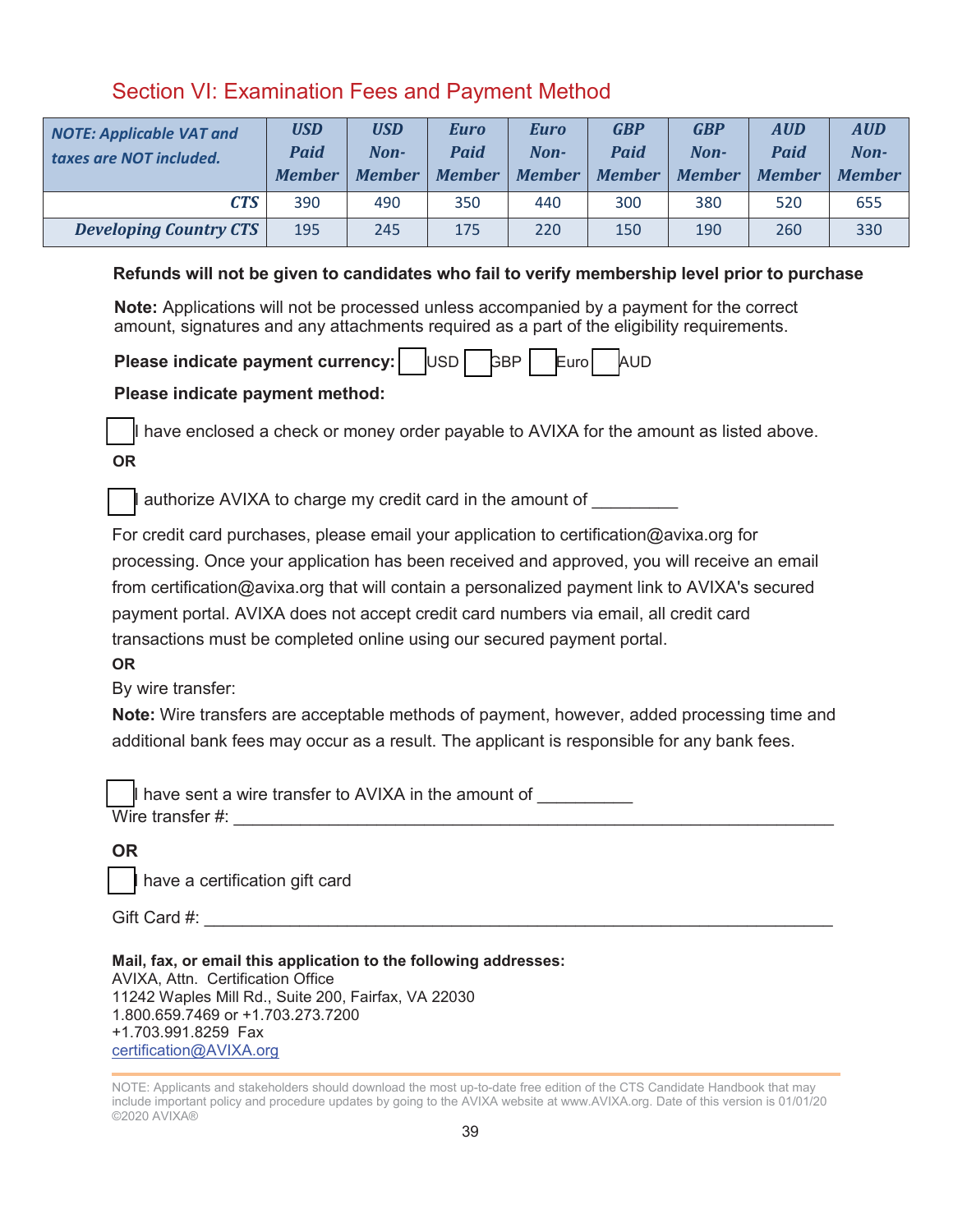## Section VI: Examination Fees and Payment Method

| *NOTE: Applicable VAT and taxes are NOT included.* | *USD Paid Member* | *USD Non-Member* | *Euro Paid Member* | *Euro Non-Member* | *GBP Paid Member* | *GBP Non-Member* | *AUD Paid Member* | *AUD Non-Member* |
|---|---|---|---|---|---|---|---|---|
| ***CTS*** | 390 | 490 | 350 | 440 | 300 | 380 | 520 | 655 |
| ***Developing Country CTS*** | 195 | 245 | 175 | 220 | 150 | 190 | 260 | 330 |

**Refunds will not be given to candidates who fail to verify membership level prior to purchase**

**Note:** Applications will not be processed unless accompanied by a payment for the correct amount, signatures and any attachments required as a part of the eligibility requirements.

**Please indicate payment currency:** ☐ USD ☐ GBP ☐ Euro ☐ AUD

**Please indicate payment method:**

☐ I have enclosed a check or money order payable to AVIXA for the amount as listed above.

**OR**

☐ I authorize AVIXA to charge my credit card in the amount of _________

For credit card purchases, please email your application to certification@avixa.org for processing. Once your application has been received and approved, you will receive an email from certification@avixa.org that will contain a personalized payment link to AVIXA's secured payment portal. AVIXA does not accept credit card numbers via email, all credit card transactions must be completed online using our secured payment portal.

**OR**

By wire transfer:

**Note:** Wire transfers are acceptable methods of payment, however, added processing time and additional bank fees may occur as a result. The applicant is responsible for any bank fees.

☐ I have sent a wire transfer to AVIXA in the amount of __________

Wire transfer #: _________________________________________________________________

**OR**

☐ I have a certification gift card

Gift Card #: ____________________________________________________________________

**Mail, fax, or email this application to the following addresses:**

AVIXA, Attn. Certification Office
11242 Waples Mill Rd., Suite 200, Fairfax, VA 22030
1.800.659.7469 or +1.703.273.7200
+1.703.991.8259 Fax
certification@AVIXA.org

NOTE: Applicants and stakeholders should download the most up-to-date free edition of the CTS Candidate Handbook that may include important policy and procedure updates by going to the AVIXA website at www.AVIXA.org. Date of this version is 01/01/20
©2020 AVIXA®